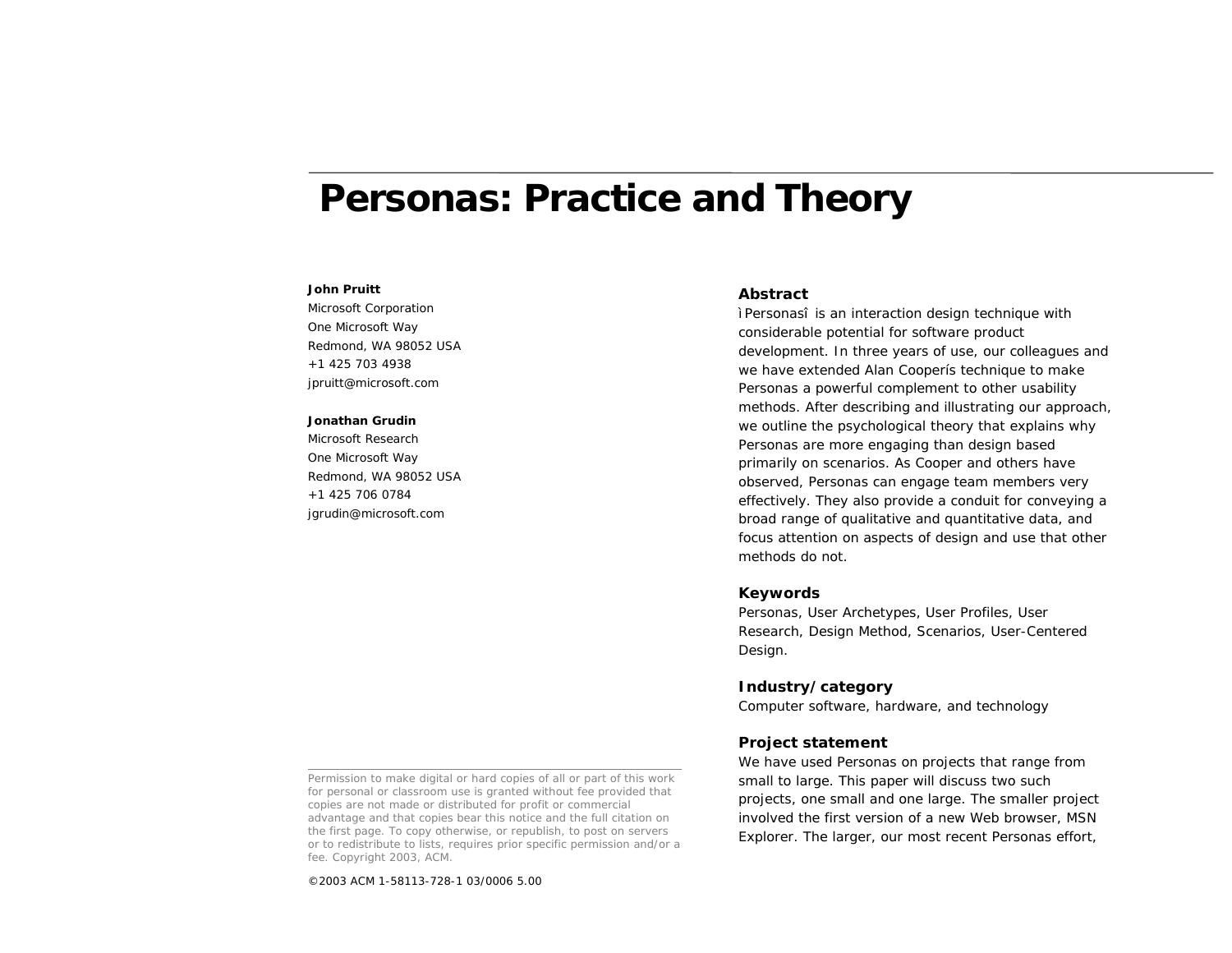# Personas: Practice and Theory

**John Pruitt**
Microsoft Corporation
One Microsoft Way
Redmond, WA 98052 USA
+1 425 703 4938
jpruitt@microsoft.com

**Jonathan Grudin**
Microsoft Research
One Microsoft Way
Redmond, WA 98052 USA
+1 425 706 0784
jgrudin@microsoft.com

Permission to make digital or hard copies of all or part of this work for personal or classroom use is granted without fee provided that copies are not made or distributed for profit or commercial advantage and that copies bear this notice and the full citation on the first page. To copy otherwise, or republish, to post on servers or to redistribute to lists, requires prior specific permission and/or a fee. Copyright 2003, ACM.

©2003 ACM 1-58113-728-1 03/0006 5.00

## Abstract

ìPersonasî is an interaction design technique with considerable potential for software product development. In three years of use, our colleagues and we have extended Alan Cooperís technique to make Personas a powerful complement to other usability methods. After describing and illustrating our approach, we outline the psychological theory that explains why Personas are more engaging than design based primarily on scenarios. As Cooper and others have observed, Personas can engage team members very effectively. They also provide a conduit for conveying a broad range of qualitative and quantitative data, and focus attention on aspects of design and use that other methods do not.

## Keywords

Personas, User Archetypes, User Profiles, User Research, Design Method, Scenarios, User-Centered Design.

## Industry/category

Computer software, hardware, and technology

## Project statement

We have used Personas on projects that range from small to large. This paper will discuss two such projects, one small and one large. The smaller project involved the first version of a new Web browser, MSN Explorer. The larger, our most recent Personas effort,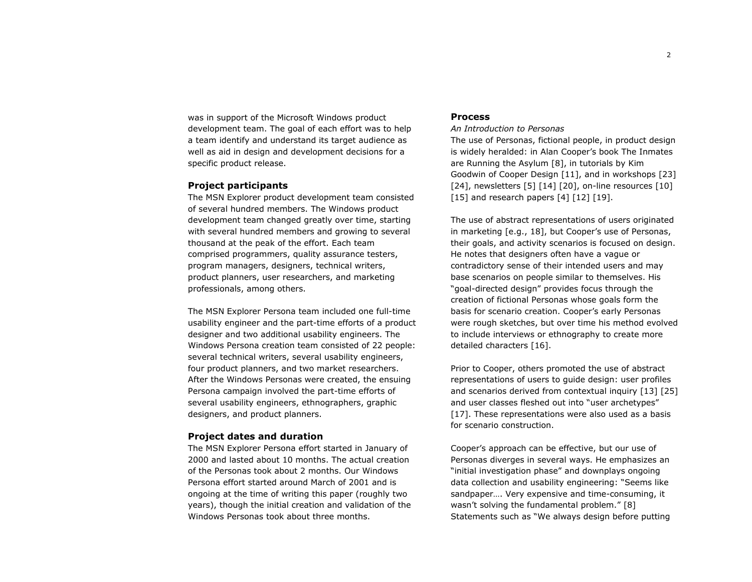was in support of the Microsoft Windows product development team. The goal of each effort was to help a team identify and understand its target audience as well as aid in design and development decisions for a specific product release.

### Project participants

The MSN Explorer product development team consisted of several hundred members. The Windows product development team changed greatly over time, starting with several hundred members and growing to several thousand at the peak of the effort. Each team comprised programmers, quality assurance testers, program managers, designers, technical writers, product planners, user researchers, and marketing professionals, among others.

The MSN Explorer Persona team included one full-time usability engineer and the part-time efforts of a product designer and two additional usability engineers. The Windows Persona creation team consisted of 22 people: several technical writers, several usability engineers, four product planners, and two market researchers. After the Windows Personas were created, the ensuing Persona campaign involved the part-time efforts of several usability engineers, ethnographers, graphic designers, and product planners.

### Project dates and duration

The MSN Explorer Persona effort started in January of 2000 and lasted about 10 months. The actual creation of the Personas took about 2 months. Our Windows Persona effort started around March of 2001 and is ongoing at the time of writing this paper (roughly two years), though the initial creation and validation of the Windows Personas took about three months.

## Process

*An Introduction to Personas*

The use of Personas, fictional people, in product design is widely heralded: in Alan Cooper's book The Inmates are Running the Asylum [8], in tutorials by Kim Goodwin of Cooper Design [11], and in workshops [23] [24], newsletters [5] [14] [20], on-line resources [10] [15] and research papers [4] [12] [19].

The use of abstract representations of users originated in marketing [e.g., 18], but Cooper's use of Personas, their goals, and activity scenarios is focused on design. He notes that designers often have a vague or contradictory sense of their intended users and may base scenarios on people similar to themselves. His "goal-directed design" provides focus through the creation of fictional Personas whose goals form the basis for scenario creation. Cooper's early Personas were rough sketches, but over time his method evolved to include interviews or ethnography to create more detailed characters [16].

Prior to Cooper, others promoted the use of abstract representations of users to guide design: user profiles and scenarios derived from contextual inquiry [13] [25] and user classes fleshed out into "user archetypes" [17]. These representations were also used as a basis for scenario construction.

Cooper's approach can be effective, but our use of Personas diverges in several ways. He emphasizes an "initial investigation phase" and downplays ongoing data collection and usability engineering: "Seems like sandpaper…. Very expensive and time-consuming, it wasn't solving the fundamental problem." [8] Statements such as "We always design before putting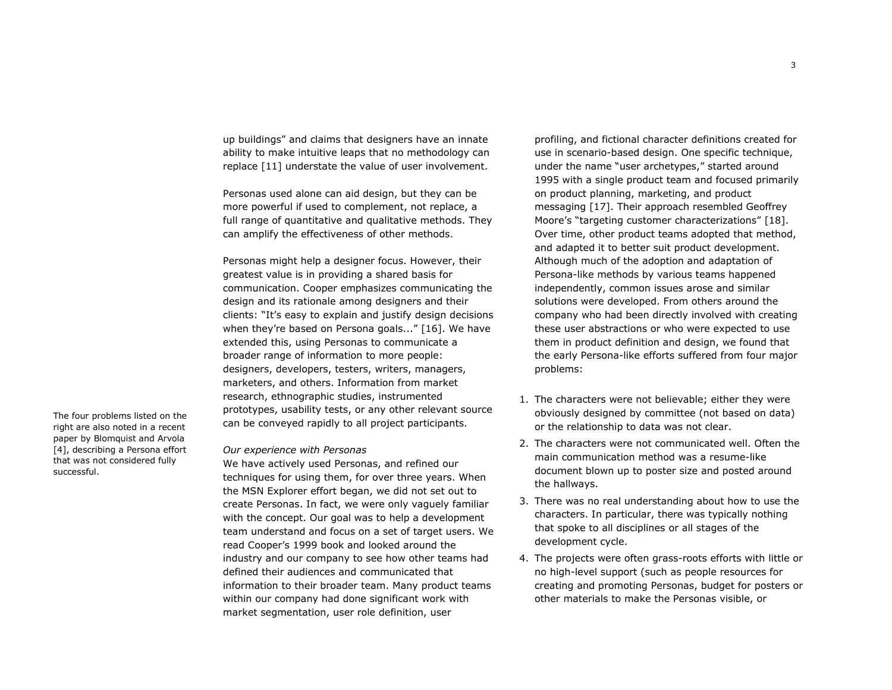up buildings" and claims that designers have an innate ability to make intuitive leaps that no methodology can replace [11] understate the value of user involvement.

Personas used alone can aid design, but they can be more powerful if used to complement, not replace, a full range of quantitative and qualitative methods. They can amplify the effectiveness of other methods.

Personas might help a designer focus. However, their greatest value is in providing a shared basis for communication. Cooper emphasizes communicating the design and its rationale among designers and their clients: "It's easy to explain and justify design decisions when they're based on Persona goals..." [16]. We have extended this, using Personas to communicate a broader range of information to more people: designers, developers, testers, writers, managers, marketers, and others. Information from market research, ethnographic studies, instrumented prototypes, usability tests, or any other relevant source can be conveyed rapidly to all project participants.

The four problems listed on the right are also noted in a recent paper by Blomquist and Arvola [4], describing a Persona effort that was not considered fully successful.

*Our experience with Personas*

We have actively used Personas, and refined our techniques for using them, for over three years. When the MSN Explorer effort began, we did not set out to create Personas. In fact, we were only vaguely familiar with the concept. Our goal was to help a development team understand and focus on a set of target users. We read Cooper's 1999 book and looked around the industry and our company to see how other teams had defined their audiences and communicated that information to their broader team. Many product teams within our company had done significant work with market segmentation, user role definition, user profiling, and fictional character definitions created for use in scenario-based design. One specific technique, under the name "user archetypes," started around 1995 with a single product team and focused primarily on product planning, marketing, and product messaging [17]. Their approach resembled Geoffrey Moore's "targeting customer characterizations" [18]. Over time, other product teams adopted that method, and adapted it to better suit product development. Although much of the adoption and adaptation of Persona-like methods by various teams happened independently, common issues arose and similar solutions were developed. From others around the company who had been directly involved with creating these user abstractions or who were expected to use them in product definition and design, we found that the early Persona-like efforts suffered from four major problems:

1. The characters were not believable; either they were obviously designed by committee (not based on data) or the relationship to data was not clear.
2. The characters were not communicated well. Often the main communication method was a resume-like document blown up to poster size and posted around the hallways.
3. There was no real understanding about how to use the characters. In particular, there was typically nothing that spoke to all disciplines or all stages of the development cycle.
4. The projects were often grass-roots efforts with little or no high-level support (such as people resources for creating and promoting Personas, budget for posters or other materials to make the Personas visible, or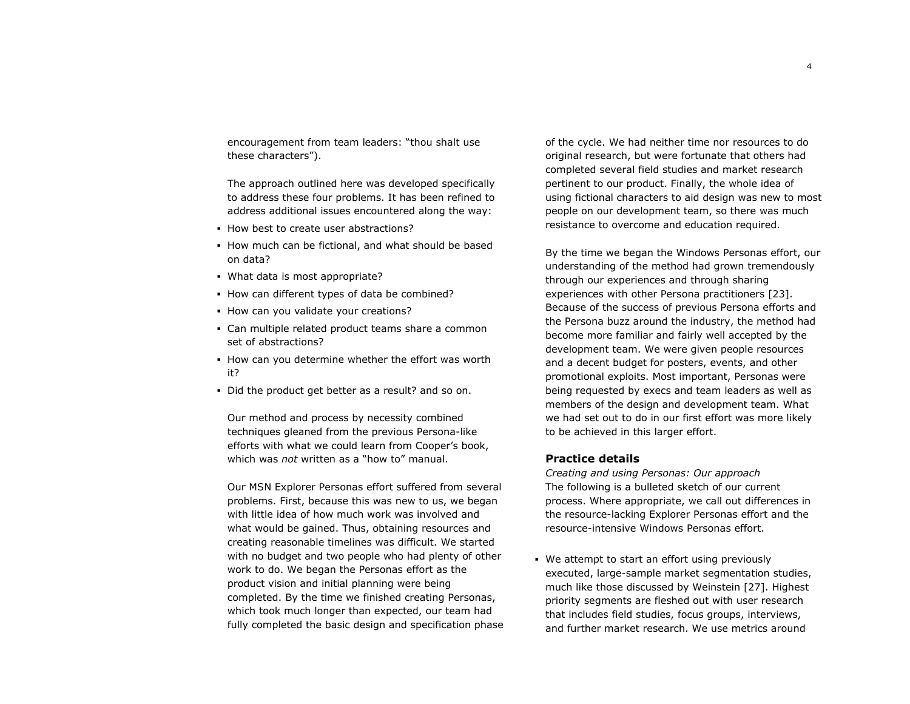encouragement from team leaders: "thou shalt use these characters").

The approach outlined here was developed specifically to address these four problems. It has been refined to address additional issues encountered along the way:

- How best to create user abstractions?
- How much can be fictional, and what should be based on data?
- What data is most appropriate?
- How can different types of data be combined?
- How can you validate your creations?
- Can multiple related product teams share a common set of abstractions?
- How can you determine whether the effort was worth it?
- Did the product get better as a result? and so on.

Our method and process by necessity combined techniques gleaned from the previous Persona-like efforts with what we could learn from Cooper's book, which was *not* written as a "how to" manual.

Our MSN Explorer Personas effort suffered from several problems. First, because this was new to us, we began with little idea of how much work was involved and what would be gained. Thus, obtaining resources and creating reasonable timelines was difficult. We started with no budget and two people who had plenty of other work to do. We began the Personas effort as the product vision and initial planning were being completed. By the time we finished creating Personas, which took much longer than expected, our team had fully completed the basic design and specification phase of the cycle. We had neither time nor resources to do original research, but were fortunate that others had completed several field studies and market research pertinent to our product. Finally, the whole idea of using fictional characters to aid design was new to most people on our development team, so there was much resistance to overcome and education required.

By the time we began the Windows Personas effort, our understanding of the method had grown tremendously through our experiences and through sharing experiences with other Persona practitioners [23]. Because of the success of previous Persona efforts and the Persona buzz around the industry, the method had become more familiar and fairly well accepted by the development team. We were given people resources and a decent budget for posters, events, and other promotional exploits. Most important, Personas were being requested by execs and team leaders as well as members of the design and development team. What we had set out to do in our first effort was more likely to be achieved in this larger effort.

## Practice details

*Creating and using Personas: Our approach*

The following is a bulleted sketch of our current process. Where appropriate, we call out differences in the resource-lacking Explorer Personas effort and the resource-intensive Windows Personas effort.

- We attempt to start an effort using previously executed, large-sample market segmentation studies, much like those discussed by Weinstein [27]. Highest priority segments are fleshed out with user research that includes field studies, focus groups, interviews, and further market research. We use metrics around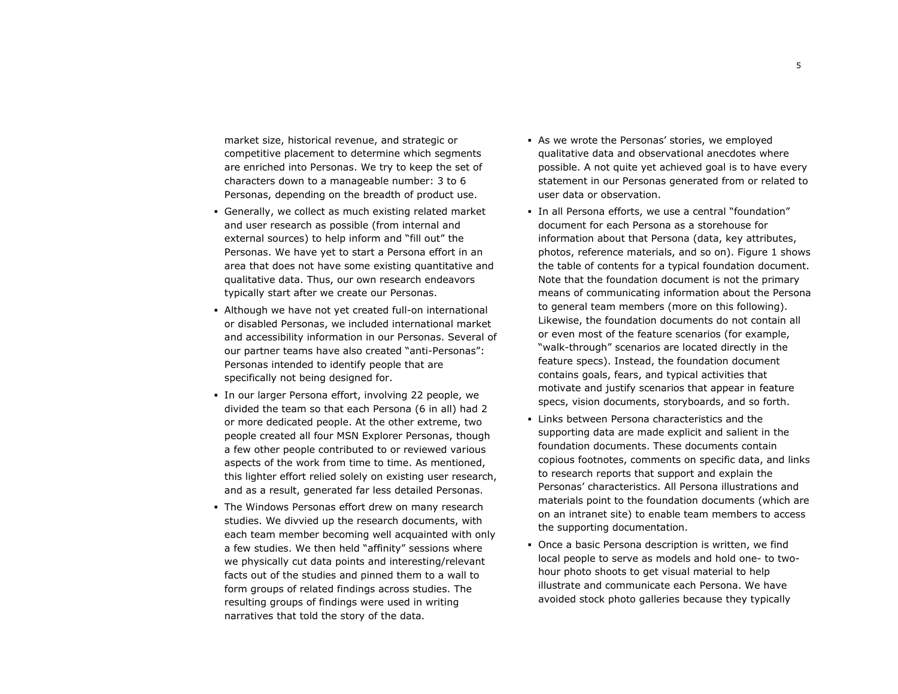market size, historical revenue, and strategic or competitive placement to determine which segments are enriched into Personas. We try to keep the set of characters down to a manageable number: 3 to 6 Personas, depending on the breadth of product use.

- Generally, we collect as much existing related market and user research as possible (from internal and external sources) to help inform and "fill out" the Personas. We have yet to start a Persona effort in an area that does not have some existing quantitative and qualitative data. Thus, our own research endeavors typically start after we create our Personas.
- Although we have not yet created full-on international or disabled Personas, we included international market and accessibility information in our Personas. Several of our partner teams have also created "anti-Personas": Personas intended to identify people that are specifically not being designed for.
- In our larger Persona effort, involving 22 people, we divided the team so that each Persona (6 in all) had 2 or more dedicated people. At the other extreme, two people created all four MSN Explorer Personas, though a few other people contributed to or reviewed various aspects of the work from time to time. As mentioned, this lighter effort relied solely on existing user research, and as a result, generated far less detailed Personas.
- The Windows Personas effort drew on many research studies. We divvied up the research documents, with each team member becoming well acquainted with only a few studies. We then held "affinity" sessions where we physically cut data points and interesting/relevant facts out of the studies and pinned them to a wall to form groups of related findings across studies. The resulting groups of findings were used in writing narratives that told the story of the data.
- As we wrote the Personas' stories, we employed qualitative data and observational anecdotes where possible. A not quite yet achieved goal is to have every statement in our Personas generated from or related to user data or observation.
- In all Persona efforts, we use a central "foundation" document for each Persona as a storehouse for information about that Persona (data, key attributes, photos, reference materials, and so on). Figure 1 shows the table of contents for a typical foundation document. Note that the foundation document is not the primary means of communicating information about the Persona to general team members (more on this following). Likewise, the foundation documents do not contain all or even most of the feature scenarios (for example, "walk-through" scenarios are located directly in the feature specs). Instead, the foundation document contains goals, fears, and typical activities that motivate and justify scenarios that appear in feature specs, vision documents, storyboards, and so forth.
- Links between Persona characteristics and the supporting data are made explicit and salient in the foundation documents. These documents contain copious footnotes, comments on specific data, and links to research reports that support and explain the Personas' characteristics. All Persona illustrations and materials point to the foundation documents (which are on an intranet site) to enable team members to access the supporting documentation.
- Once a basic Persona description is written, we find local people to serve as models and hold one- to two-hour photo shoots to get visual material to help illustrate and communicate each Persona. We have avoided stock photo galleries because they typically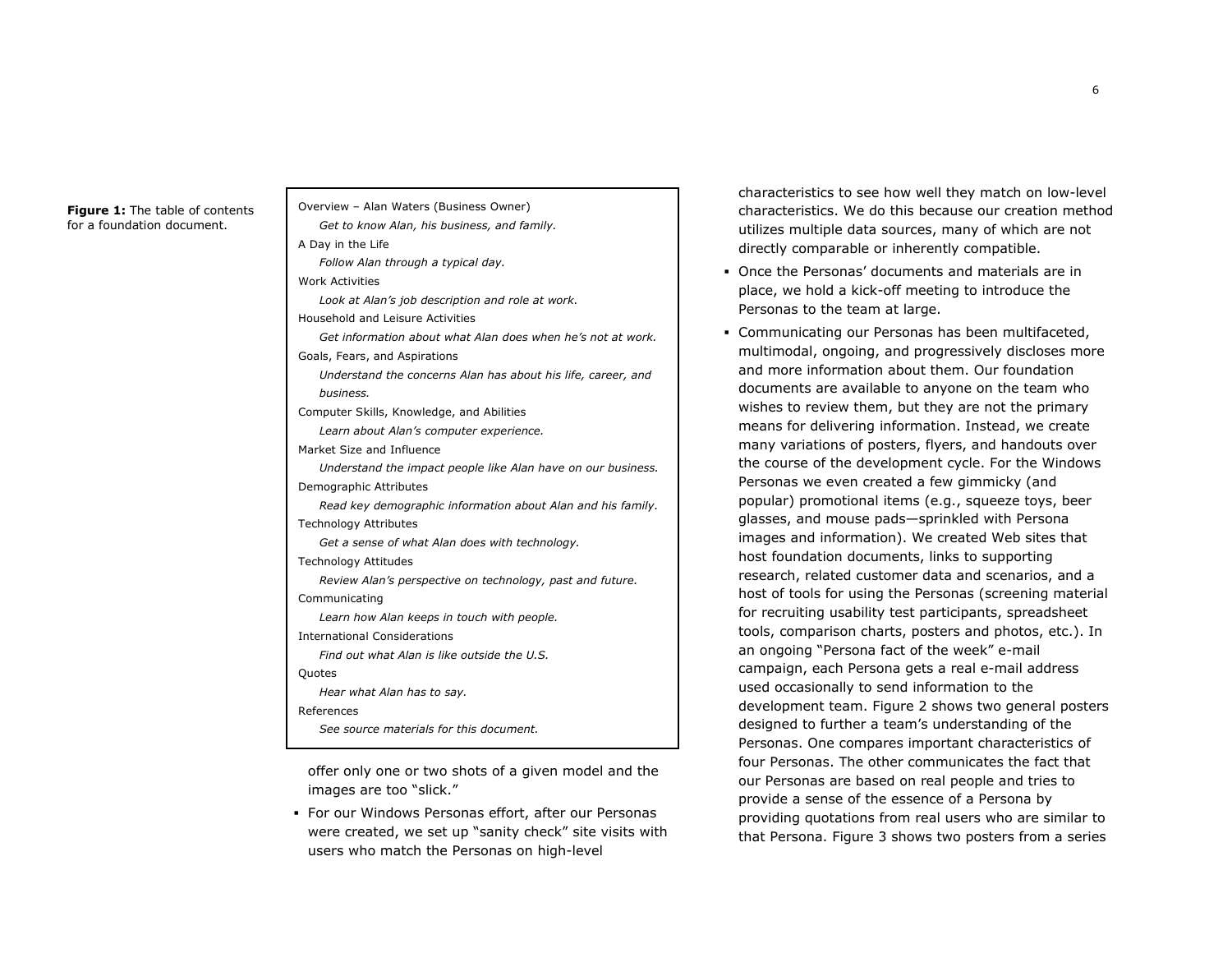**Figure 1:** The table of contents for a foundation document.

Overview – Alan Waters (Business Owner)
*Get to know Alan, his business, and family.*
A Day in the Life
*Follow Alan through a typical day.*
Work Activities
*Look at Alan's job description and role at work.*
Household and Leisure Activities
*Get information about what Alan does when he's not at work.*
Goals, Fears, and Aspirations
*Understand the concerns Alan has about his life, career, and business.*
Computer Skills, Knowledge, and Abilities
*Learn about Alan's computer experience.*
Market Size and Influence
*Understand the impact people like Alan have on our business.*
Demographic Attributes
*Read key demographic information about Alan and his family.*
Technology Attributes
*Get a sense of what Alan does with technology.*
Technology Attitudes
*Review Alan's perspective on technology, past and future.*
Communicating
*Learn how Alan keeps in touch with people.*
International Considerations
*Find out what Alan is like outside the U.S.*
Quotes
*Hear what Alan has to say.*
References
*See source materials for this document.*

offer only one or two shots of a given model and the images are too "slick."

- For our Windows Personas effort, after our Personas were created, we set up "sanity check" site visits with users who match the Personas on high-level characteristics to see how well they match on low-level characteristics. We do this because our creation method utilizes multiple data sources, many of which are not directly comparable or inherently compatible.
- Once the Personas' documents and materials are in place, we hold a kick-off meeting to introduce the Personas to the team at large.
- Communicating our Personas has been multifaceted, multimodal, ongoing, and progressively discloses more and more information about them. Our foundation documents are available to anyone on the team who wishes to review them, but they are not the primary means for delivering information. Instead, we create many variations of posters, flyers, and handouts over the course of the development cycle. For the Windows Personas we even created a few gimmicky (and popular) promotional items (e.g., squeeze toys, beer glasses, and mouse pads—sprinkled with Persona images and information). We created Web sites that host foundation documents, links to supporting research, related customer data and scenarios, and a host of tools for using the Personas (screening material for recruiting usability test participants, spreadsheet tools, comparison charts, posters and photos, etc.). In an ongoing "Persona fact of the week" e-mail campaign, each Persona gets a real e-mail address used occasionally to send information to the development team. Figure 2 shows two general posters designed to further a team's understanding of the Personas. One compares important characteristics of four Personas. The other communicates the fact that our Personas are based on real people and tries to provide a sense of the essence of a Persona by providing quotations from real users who are similar to that Persona. Figure 3 shows two posters from a series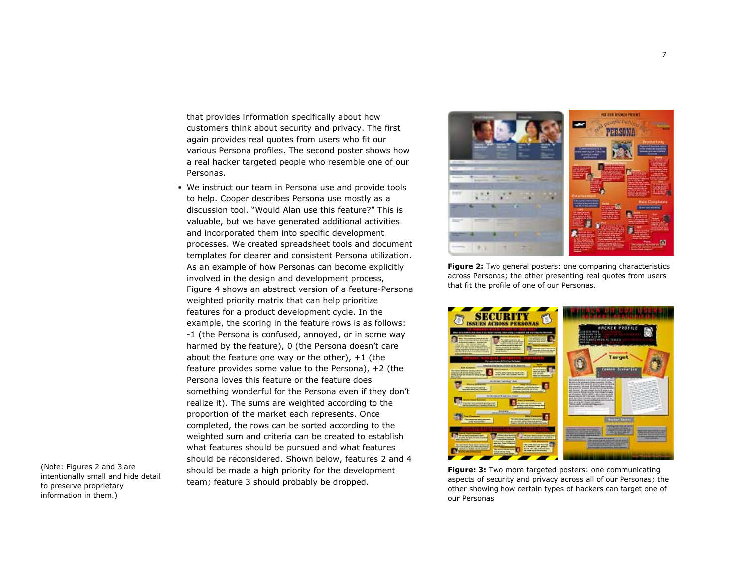that provides information specifically about how customers think about security and privacy. The first again provides real quotes from users who fit our various Persona profiles. The second poster shows how a real hacker targeted people who resemble one of our Personas.

- We instruct our team in Persona use and provide tools to help. Cooper describes Persona use mostly as a discussion tool. "Would Alan use this feature?" This is valuable, but we have generated additional activities and incorporated them into specific development processes. We created spreadsheet tools and document templates for clearer and consistent Persona utilization. As an example of how Personas can become explicitly involved in the design and development process, Figure 4 shows an abstract version of a feature-Persona weighted priority matrix that can help prioritize features for a product development cycle. In the example, the scoring in the feature rows is as follows: -1 (the Persona is confused, annoyed, or in some way harmed by the feature), 0 (the Persona doesn't care about the feature one way or the other), +1 (the feature provides some value to the Persona), +2 (the Persona loves this feature or the feature does something wonderful for the Persona even if they don't realize it). The sums are weighted according to the proportion of the market each represents. Once completed, the rows can be sorted according to the weighted sum and criteria can be created to establish what features should be pursued and what features should be reconsidered. Shown below, features 2 and 4 should be made a high priority for the development team; feature 3 should probably be dropped.

(Note: Figures 2 and 3 are intentionally small and hide detail to preserve proprietary information in them.)

**Figure 2:** Two general posters: one comparing characteristics across Personas; the other presenting real quotes from users that fit the profile of one of our Personas.

**Figure: 3:** Two more targeted posters: one communicating aspects of security and privacy across all of our Personas; the other showing how certain types of hackers can target one of our Personas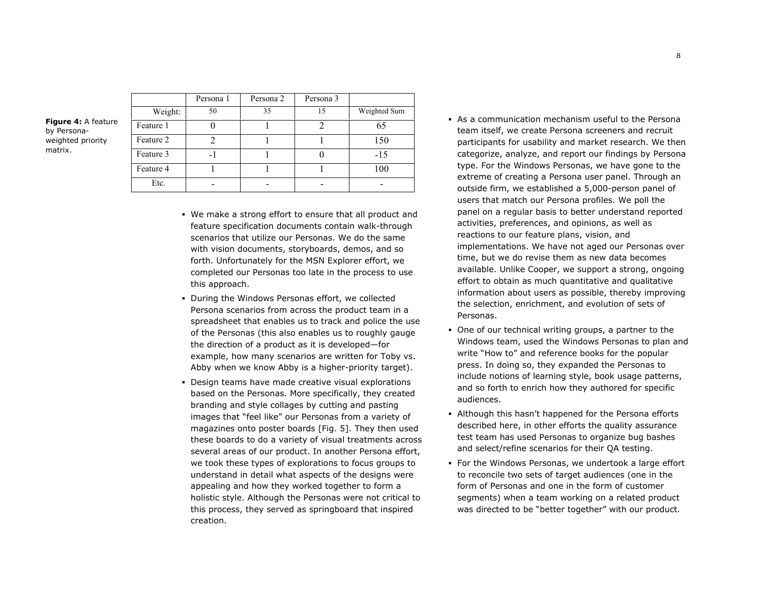**Figure 4:** A feature by Persona-weighted priority matrix.

| | Persona 1 | Persona 2 | Persona 3 | |
|---|---|---|---|---|
| Weight: | 50 | 35 | 15 | Weighted Sum |
| Feature 1 | 0 | 1 | 2 | 65 |
| Feature 2 | 2 | 1 | 1 | 150 |
| Feature 3 | -1 | 1 | 0 | -15 |
| Feature 4 | 1 | 1 | 1 | 100 |
| Etc. | - | - | - | - |

- We make a strong effort to ensure that all product and feature specification documents contain walk-through scenarios that utilize our Personas. We do the same with vision documents, storyboards, demos, and so forth. Unfortunately for the MSN Explorer effort, we completed our Personas too late in the process to use this approach.
- During the Windows Personas effort, we collected Persona scenarios from across the product team in a spreadsheet that enables us to track and police the use of the Personas (this also enables us to roughly gauge the direction of a product as it is developed—for example, how many scenarios are written for Toby vs. Abby when we know Abby is a higher-priority target).
- Design teams have made creative visual explorations based on the Personas. More specifically, they created branding and style collages by cutting and pasting images that "feel like" our Personas from a variety of magazines onto poster boards [Fig. 5]. They then used these boards to do a variety of visual treatments across several areas of our product. In another Persona effort, we took these types of explorations to focus groups to understand in detail what aspects of the designs were appealing and how they worked together to form a holistic style. Although the Personas were not critical to this process, they served as springboard that inspired creation.
- As a communication mechanism useful to the Persona team itself, we create Persona screeners and recruit participants for usability and market research. We then categorize, analyze, and report our findings by Persona type. For the Windows Personas, we have gone to the extreme of creating a Persona user panel. Through an outside firm, we established a 5,000-person panel of users that match our Persona profiles. We poll the panel on a regular basis to better understand reported activities, preferences, and opinions, as well as reactions to our feature plans, vision, and implementations. We have not aged our Personas over time, but we do revise them as new data becomes available. Unlike Cooper, we support a strong, ongoing effort to obtain as much quantitative and qualitative information about users as possible, thereby improving the selection, enrichment, and evolution of sets of Personas.
- One of our technical writing groups, a partner to the Windows team, used the Windows Personas to plan and write "How to" and reference books for the popular press. In doing so, they expanded the Personas to include notions of learning style, book usage patterns, and so forth to enrich how they authored for specific audiences.
- Although this hasn't happened for the Persona efforts described here, in other efforts the quality assurance test team has used Personas to organize bug bashes and select/refine scenarios for their QA testing.
- For the Windows Personas, we undertook a large effort to reconcile two sets of target audiences (one in the form of Personas and one in the form of customer segments) when a team working on a related product was directed to be "better together" with our product.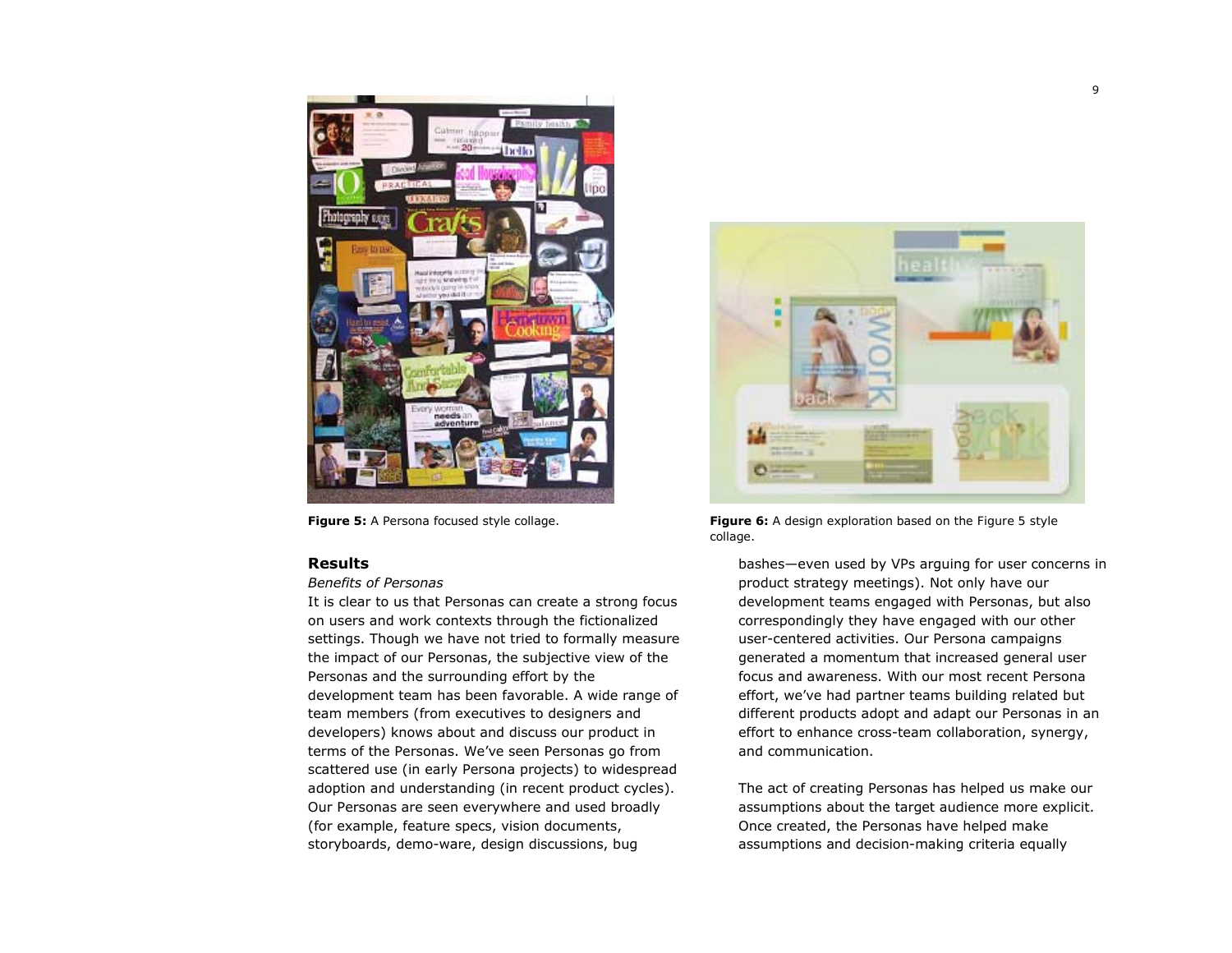**Figure 5:** A Persona focused style collage.

**Figure 6:** A design exploration based on the Figure 5 style collage.

## Results

*Benefits of Personas*

It is clear to us that Personas can create a strong focus on users and work contexts through the fictionalized settings. Though we have not tried to formally measure the impact of our Personas, the subjective view of the Personas and the surrounding effort by the development team has been favorable. A wide range of team members (from executives to designers and developers) knows about and discuss our product in terms of the Personas. We've seen Personas go from scattered use (in early Persona projects) to widespread adoption and understanding (in recent product cycles). Our Personas are seen everywhere and used broadly (for example, feature specs, vision documents, storyboards, demo-ware, design discussions, bug bashes—even used by VPs arguing for user concerns in product strategy meetings). Not only have our development teams engaged with Personas, but also correspondingly they have engaged with our other user-centered activities. Our Persona campaigns generated a momentum that increased general user focus and awareness. With our most recent Persona effort, we've had partner teams building related but different products adopt and adapt our Personas in an effort to enhance cross-team collaboration, synergy, and communication.

The act of creating Personas has helped us make our assumptions about the target audience more explicit. Once created, the Personas have helped make assumptions and decision-making criteria equally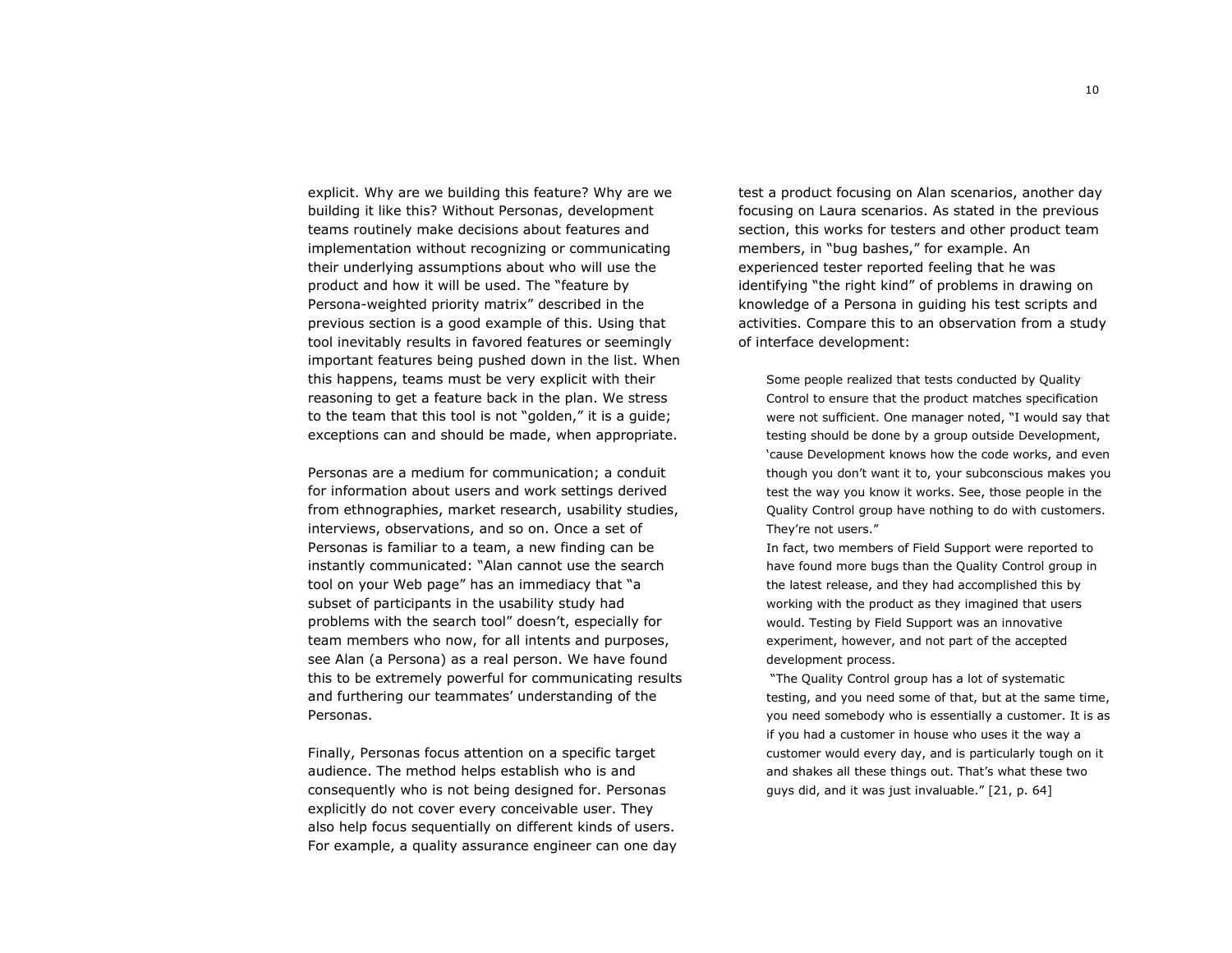explicit. Why are we building this feature? Why are we building it like this? Without Personas, development teams routinely make decisions about features and implementation without recognizing or communicating their underlying assumptions about who will use the product and how it will be used. The "feature by Persona-weighted priority matrix" described in the previous section is a good example of this. Using that tool inevitably results in favored features or seemingly important features being pushed down in the list. When this happens, teams must be very explicit with their reasoning to get a feature back in the plan. We stress to the team that this tool is not "golden," it is a guide; exceptions can and should be made, when appropriate.

Personas are a medium for communication; a conduit for information about users and work settings derived from ethnographies, market research, usability studies, interviews, observations, and so on. Once a set of Personas is familiar to a team, a new finding can be instantly communicated: "Alan cannot use the search tool on your Web page" has an immediacy that "a subset of participants in the usability study had problems with the search tool" doesn't, especially for team members who now, for all intents and purposes, see Alan (a Persona) as a real person. We have found this to be extremely powerful for communicating results and furthering our teammates' understanding of the Personas.

Finally, Personas focus attention on a specific target audience. The method helps establish who is and consequently who is not being designed for. Personas explicitly do not cover every conceivable user. They also help focus sequentially on different kinds of users. For example, a quality assurance engineer can one day test a product focusing on Alan scenarios, another day focusing on Laura scenarios. As stated in the previous section, this works for testers and other product team members, in "bug bashes," for example. An experienced tester reported feeling that he was identifying "the right kind" of problems in drawing on knowledge of a Persona in guiding his test scripts and activities. Compare this to an observation from a study of interface development:

> Some people realized that tests conducted by Quality Control to ensure that the product matches specification were not sufficient. One manager noted, "I would say that testing should be done by a group outside Development, 'cause Development knows how the code works, and even though you don't want it to, your subconscious makes you test the way you know it works. See, those people in the Quality Control group have nothing to do with customers. They're not users."
>
> In fact, two members of Field Support were reported to have found more bugs than the Quality Control group in the latest release, and they had accomplished this by working with the product as they imagined that users would. Testing by Field Support was an innovative experiment, however, and not part of the accepted development process.
>
> "The Quality Control group has a lot of systematic testing, and you need some of that, but at the same time, you need somebody who is essentially a customer. It is as if you had a customer in house who uses it the way a customer would every day, and is particularly tough on it and shakes all these things out. That's what these two guys did, and it was just invaluable." [21, p. 64]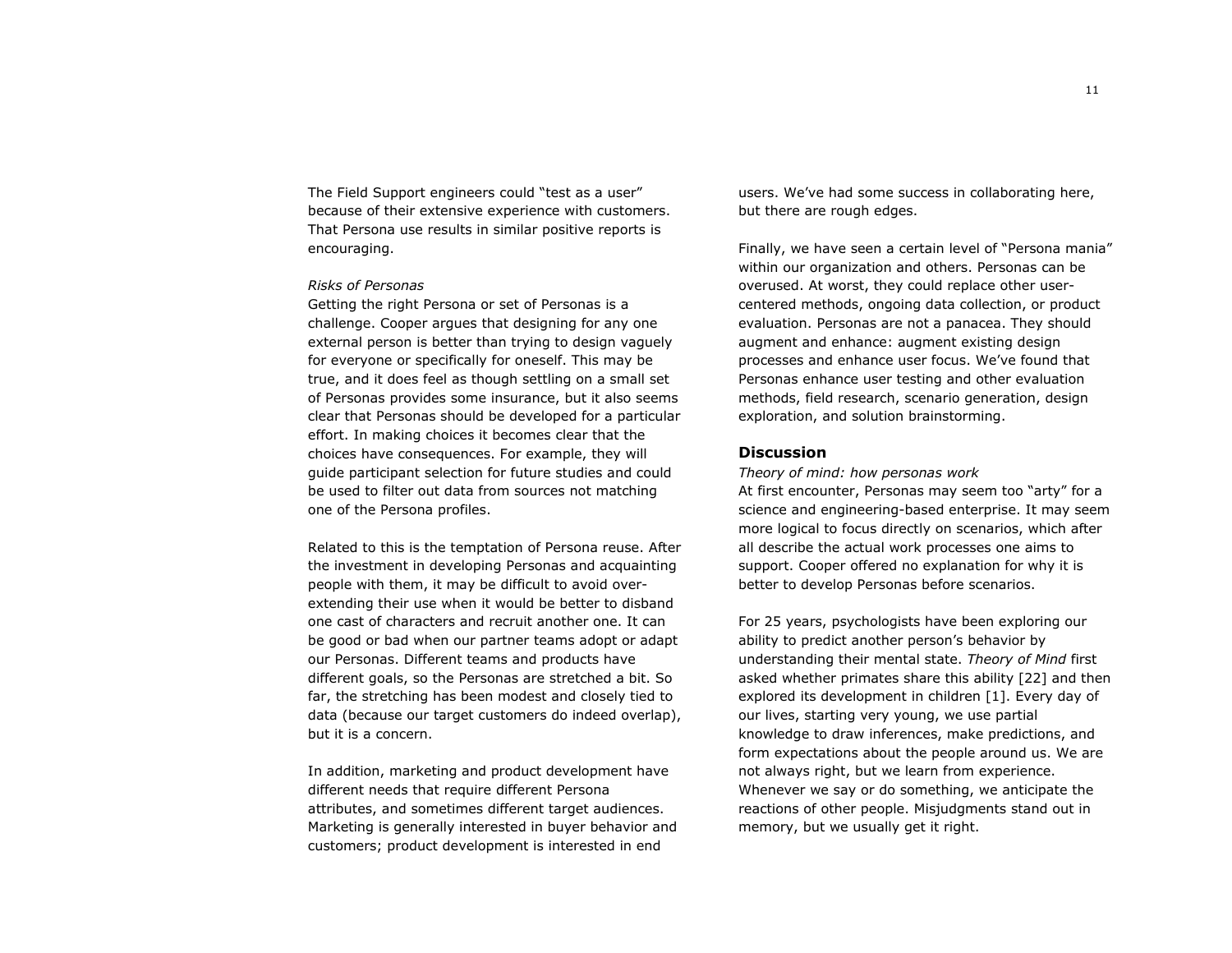The Field Support engineers could "test as a user" because of their extensive experience with customers. That Persona use results in similar positive reports is encouraging.

*Risks of Personas*

Getting the right Persona or set of Personas is a challenge. Cooper argues that designing for any one external person is better than trying to design vaguely for everyone or specifically for oneself. This may be true, and it does feel as though settling on a small set of Personas provides some insurance, but it also seems clear that Personas should be developed for a particular effort. In making choices it becomes clear that the choices have consequences. For example, they will guide participant selection for future studies and could be used to filter out data from sources not matching one of the Persona profiles.

Related to this is the temptation of Persona reuse. After the investment in developing Personas and acquainting people with them, it may be difficult to avoid over-extending their use when it would be better to disband one cast of characters and recruit another one. It can be good or bad when our partner teams adopt or adapt our Personas. Different teams and products have different goals, so the Personas are stretched a bit. So far, the stretching has been modest and closely tied to data (because our target customers do indeed overlap), but it is a concern.

In addition, marketing and product development have different needs that require different Persona attributes, and sometimes different target audiences. Marketing is generally interested in buyer behavior and customers; product development is interested in end users. We've had some success in collaborating here, but there are rough edges.

Finally, we have seen a certain level of "Persona mania" within our organization and others. Personas can be overused. At worst, they could replace other user-centered methods, ongoing data collection, or product evaluation. Personas are not a panacea. They should augment and enhance: augment existing design processes and enhance user focus. We've found that Personas enhance user testing and other evaluation methods, field research, scenario generation, design exploration, and solution brainstorming.

## Discussion

*Theory of mind: how personas work*

At first encounter, Personas may seem too "arty" for a science and engineering-based enterprise. It may seem more logical to focus directly on scenarios, which after all describe the actual work processes one aims to support. Cooper offered no explanation for why it is better to develop Personas before scenarios.

For 25 years, psychologists have been exploring our ability to predict another person's behavior by understanding their mental state. *Theory of Mind* first asked whether primates share this ability [22] and then explored its development in children [1]. Every day of our lives, starting very young, we use partial knowledge to draw inferences, make predictions, and form expectations about the people around us. We are not always right, but we learn from experience. Whenever we say or do something, we anticipate the reactions of other people. Misjudgments stand out in memory, but we usually get it right.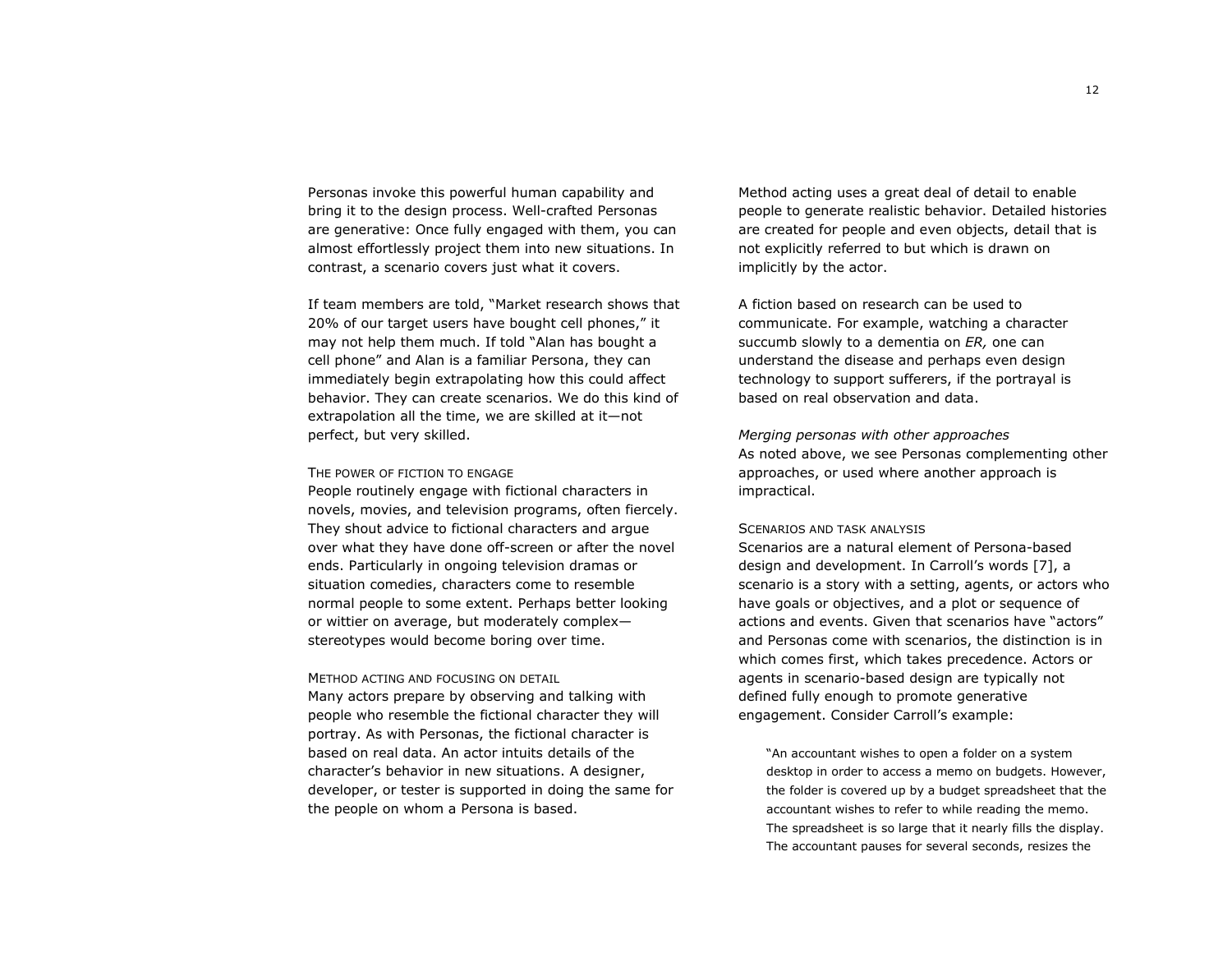Personas invoke this powerful human capability and bring it to the design process. Well-crafted Personas are generative: Once fully engaged with them, you can almost effortlessly project them into new situations. In contrast, a scenario covers just what it covers.

If team members are told, "Market research shows that 20% of our target users have bought cell phones," it may not help them much. If told "Alan has bought a cell phone" and Alan is a familiar Persona, they can immediately begin extrapolating how this could affect behavior. They can create scenarios. We do this kind of extrapolation all the time, we are skilled at it—not perfect, but very skilled.

#### The power of fiction to engage

People routinely engage with fictional characters in novels, movies, and television programs, often fiercely. They shout advice to fictional characters and argue over what they have done off-screen or after the novel ends. Particularly in ongoing television dramas or situation comedies, characters come to resemble normal people to some extent. Perhaps better looking or wittier on average, but moderately complex—stereotypes would become boring over time.

#### Method acting and focusing on detail

Many actors prepare by observing and talking with people who resemble the fictional character they will portray. As with Personas, the fictional character is based on real data. An actor intuits details of the character's behavior in new situations. A designer, developer, or tester is supported in doing the same for the people on whom a Persona is based.

Method acting uses a great deal of detail to enable people to generate realistic behavior. Detailed histories are created for people and even objects, detail that is not explicitly referred to but which is drawn on implicitly by the actor.

A fiction based on research can be used to communicate. For example, watching a character succumb slowly to a dementia on *ER,* one can understand the disease and perhaps even design technology to support sufferers, if the portrayal is based on real observation and data.

### *Merging personas with other approaches*

As noted above, we see Personas complementing other approaches, or used where another approach is impractical.

#### Scenarios and task analysis

Scenarios are a natural element of Persona-based design and development. In Carroll's words [7], a scenario is a story with a setting, agents, or actors who have goals or objectives, and a plot or sequence of actions and events. Given that scenarios have "actors" and Personas come with scenarios, the distinction is in which comes first, which takes precedence. Actors or agents in scenario-based design are typically not defined fully enough to promote generative engagement. Consider Carroll's example:

> "An accountant wishes to open a folder on a system desktop in order to access a memo on budgets. However, the folder is covered up by a budget spreadsheet that the accountant wishes to refer to while reading the memo. The spreadsheet is so large that it nearly fills the display. The accountant pauses for several seconds, resizes the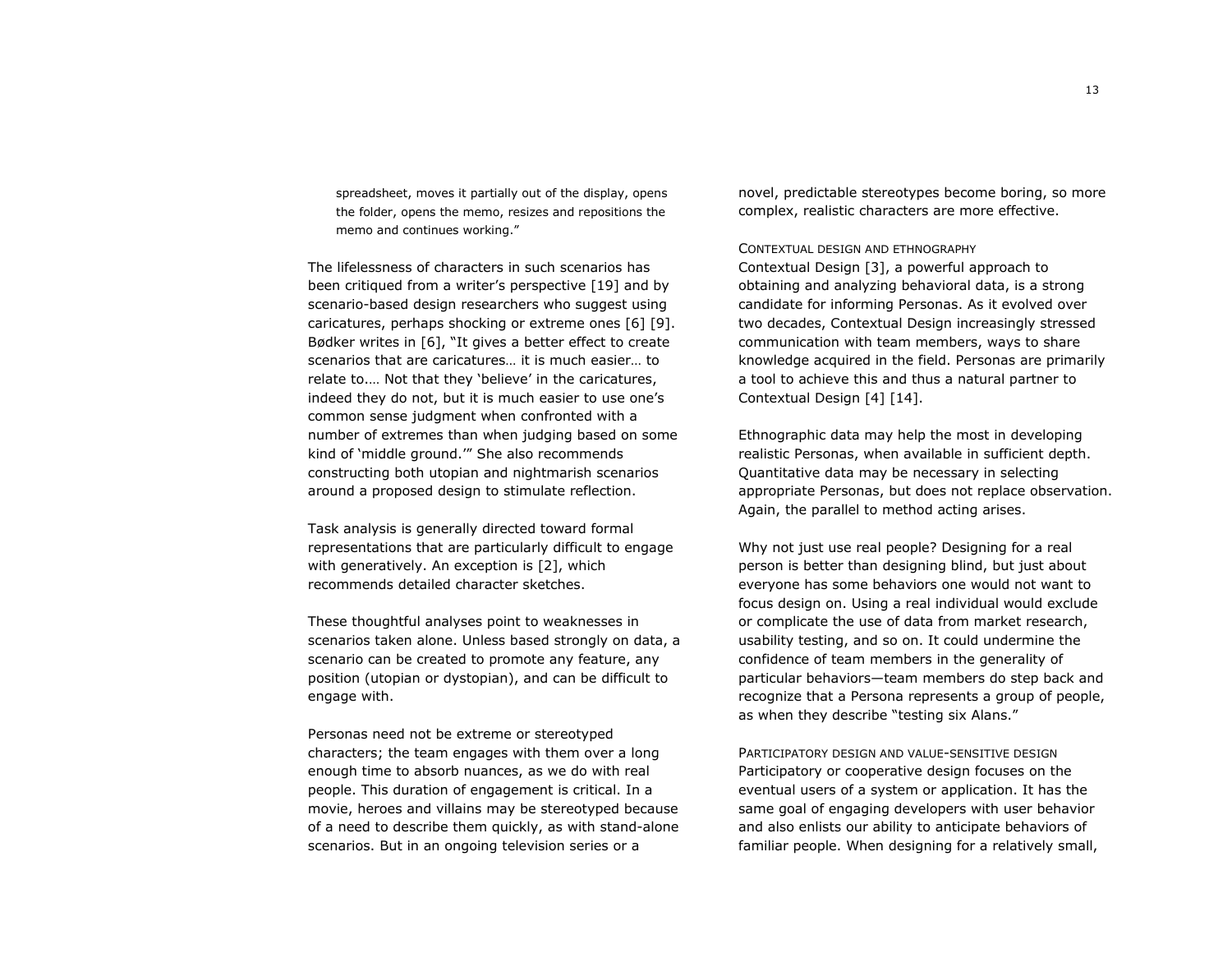spreadsheet, moves it partially out of the display, opens the folder, opens the memo, resizes and repositions the memo and continues working."

The lifelessness of characters in such scenarios has been critiqued from a writer's perspective [19] and by scenario-based design researchers who suggest using caricatures, perhaps shocking or extreme ones [6] [9]. Bødker writes in [6], "It gives a better effect to create scenarios that are caricatures… it is much easier… to relate to.… Not that they 'believe' in the caricatures, indeed they do not, but it is much easier to use one's common sense judgment when confronted with a number of extremes than when judging based on some kind of 'middle ground.'" She also recommends constructing both utopian and nightmarish scenarios around a proposed design to stimulate reflection.

Task analysis is generally directed toward formal representations that are particularly difficult to engage with generatively. An exception is [2], which recommends detailed character sketches.

These thoughtful analyses point to weaknesses in scenarios taken alone. Unless based strongly on data, a scenario can be created to promote any feature, any position (utopian or dystopian), and can be difficult to engage with.

Personas need not be extreme or stereotyped characters; the team engages with them over a long enough time to absorb nuances, as we do with real people. This duration of engagement is critical. In a movie, heroes and villains may be stereotyped because of a need to describe them quickly, as with stand-alone scenarios. But in an ongoing television series or a novel, predictable stereotypes become boring, so more complex, realistic characters are more effective.

### Contextual design and ethnography

Contextual Design [3], a powerful approach to obtaining and analyzing behavioral data, is a strong candidate for informing Personas. As it evolved over two decades, Contextual Design increasingly stressed communication with team members, ways to share knowledge acquired in the field. Personas are primarily a tool to achieve this and thus a natural partner to Contextual Design [4] [14].

Ethnographic data may help the most in developing realistic Personas, when available in sufficient depth. Quantitative data may be necessary in selecting appropriate Personas, but does not replace observation. Again, the parallel to method acting arises.

Why not just use real people? Designing for a real person is better than designing blind, but just about everyone has some behaviors one would not want to focus design on. Using a real individual would exclude or complicate the use of data from market research, usability testing, and so on. It could undermine the confidence of team members in the generality of particular behaviors—team members do step back and recognize that a Persona represents a group of people, as when they describe "testing six Alans."

### Participatory design and value-sensitive design

Participatory or cooperative design focuses on the eventual users of a system or application. It has the same goal of engaging developers with user behavior and also enlists our ability to anticipate behaviors of familiar people. When designing for a relatively small,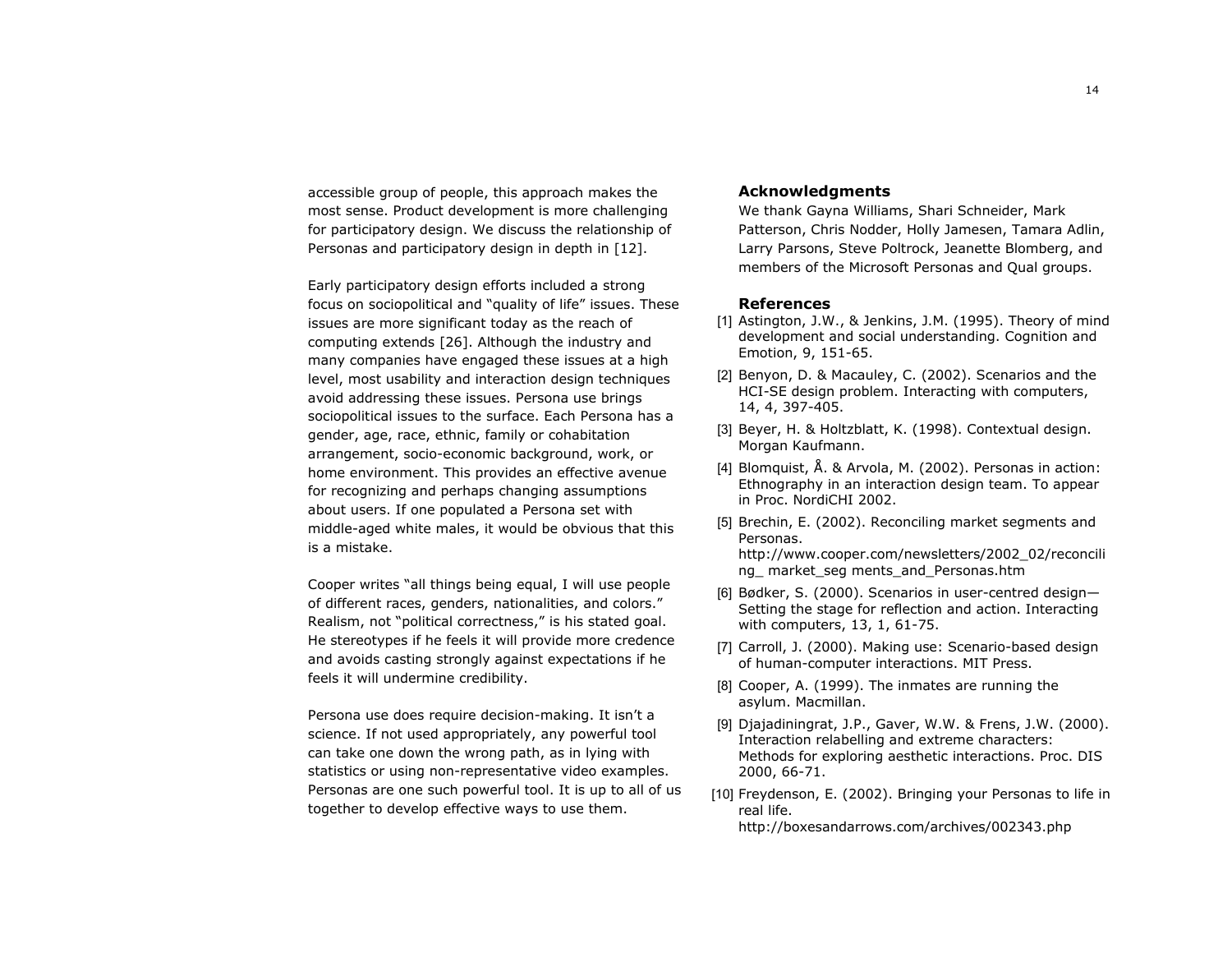accessible group of people, this approach makes the most sense. Product development is more challenging for participatory design. We discuss the relationship of Personas and participatory design in depth in [12].

Early participatory design efforts included a strong focus on sociopolitical and "quality of life" issues. These issues are more significant today as the reach of computing extends [26]. Although the industry and many companies have engaged these issues at a high level, most usability and interaction design techniques avoid addressing these issues. Persona use brings sociopolitical issues to the surface. Each Persona has a gender, age, race, ethnic, family or cohabitation arrangement, socio-economic background, work, or home environment. This provides an effective avenue for recognizing and perhaps changing assumptions about users. If one populated a Persona set with middle-aged white males, it would be obvious that this is a mistake.

Cooper writes "all things being equal, I will use people of different races, genders, nationalities, and colors." Realism, not "political correctness," is his stated goal. He stereotypes if he feels it will provide more credence and avoids casting strongly against expectations if he feels it will undermine credibility.

Persona use does require decision-making. It isn't a science. If not used appropriately, any powerful tool can take one down the wrong path, as in lying with statistics or using non-representative video examples. Personas are one such powerful tool. It is up to all of us together to develop effective ways to use them.

## Acknowledgments

We thank Gayna Williams, Shari Schneider, Mark Patterson, Chris Nodder, Holly Jamesen, Tamara Adlin, Larry Parsons, Steve Poltrock, Jeanette Blomberg, and members of the Microsoft Personas and Qual groups.

## References

[1] Astington, J.W., & Jenkins, J.M. (1995). Theory of mind development and social understanding. Cognition and Emotion, 9, 151-65.

[2] Benyon, D. & Macauley, C. (2002). Scenarios and the HCI-SE design problem. Interacting with computers, 14, 4, 397-405.

[3] Beyer, H. & Holtzblatt, K. (1998). Contextual design. Morgan Kaufmann.

[4] Blomquist, Å. & Arvola, M. (2002). Personas in action: Ethnography in an interaction design team. To appear in Proc. NordiCHI 2002.

[5] Brechin, E. (2002). Reconciling market segments and Personas. http://www.cooper.com/newsletters/2002_02/reconciling_ market_seg ments_and_Personas.htm

[6] Bødker, S. (2000). Scenarios in user-centred design—Setting the stage for reflection and action. Interacting with computers, 13, 1, 61-75.

[7] Carroll, J. (2000). Making use: Scenario-based design of human-computer interactions. MIT Press.

[8] Cooper, A. (1999). The inmates are running the asylum. Macmillan.

[9] Djajadiningrat, J.P., Gaver, W.W. & Frens, J.W. (2000). Interaction relabelling and extreme characters: Methods for exploring aesthetic interactions. Proc. DIS 2000, 66-71.

[10] Freydenson, E. (2002). Bringing your Personas to life in real life. http://boxesandarrows.com/archives/002343.php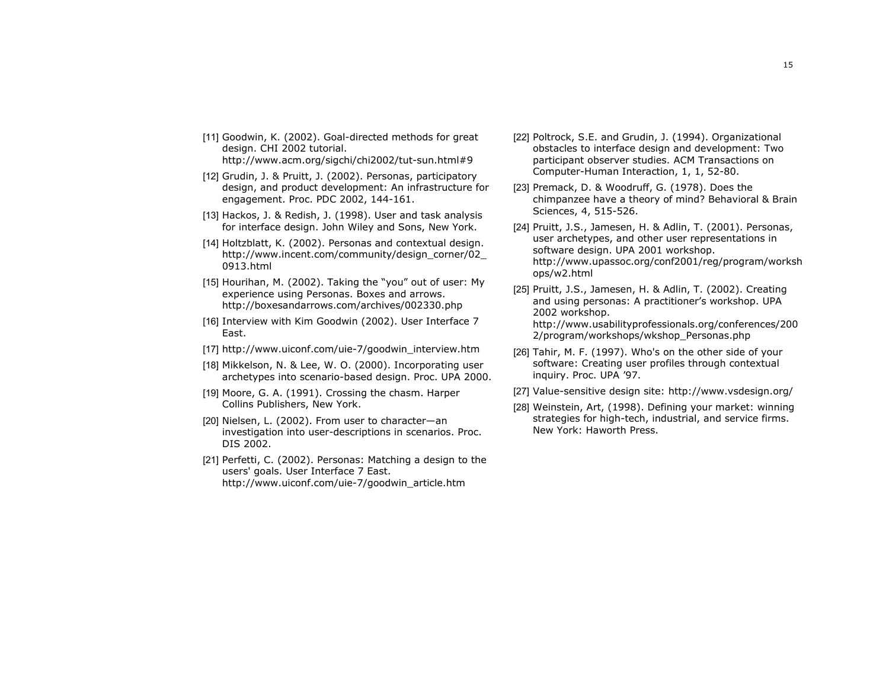[11] Goodwin, K. (2002). Goal-directed methods for great design. CHI 2002 tutorial. http://www.acm.org/sigchi/chi2002/tut-sun.html#9

[12] Grudin, J. & Pruitt, J. (2002). Personas, participatory design, and product development: An infrastructure for engagement. Proc. PDC 2002, 144-161.

[13] Hackos, J. & Redish, J. (1998). User and task analysis for interface design. John Wiley and Sons, New York.

[14] Holtzblatt, K. (2002). Personas and contextual design. http://www.incent.com/community/design_corner/02_0913.html

[15] Hourihan, M. (2002). Taking the "you" out of user: My experience using Personas. Boxes and arrows. http://boxesandarrows.com/archives/002330.php

[16] Interview with Kim Goodwin (2002). User Interface 7 East.

[17] http://www.uiconf.com/uie-7/goodwin_interview.htm

[18] Mikkelson, N. & Lee, W. O. (2000). Incorporating user archetypes into scenario-based design. Proc. UPA 2000.

[19] Moore, G. A. (1991). Crossing the chasm. Harper Collins Publishers, New York.

[20] Nielsen, L. (2002). From user to character—an investigation into user-descriptions in scenarios. Proc. DIS 2002.

[21] Perfetti, C. (2002). Personas: Matching a design to the users' goals. User Interface 7 East. http://www.uiconf.com/uie-7/goodwin_article.htm

[22] Poltrock, S.E. and Grudin, J. (1994). Organizational obstacles to interface design and development: Two participant observer studies. ACM Transactions on Computer-Human Interaction, 1, 1, 52-80.

[23] Premack, D. & Woodruff, G. (1978). Does the chimpanzee have a theory of mind? Behavioral & Brain Sciences, 4, 515-526.

[24] Pruitt, J.S., Jamesen, H. & Adlin, T. (2001). Personas, user archetypes, and other user representations in software design. UPA 2001 workshop. http://www.upassoc.org/conf2001/reg/program/workshops/w2.html

[25] Pruitt, J.S., Jamesen, H. & Adlin, T. (2002). Creating and using personas: A practitioner's workshop. UPA 2002 workshop. http://www.usabilityprofessionals.org/conferences/2002/program/workshops/wkshop_Personas.php

[26] Tahir, M. F. (1997). Who's on the other side of your software: Creating user profiles through contextual inquiry. Proc. UPA '97.

[27] Value-sensitive design site: http://www.vsdesign.org/

[28] Weinstein, Art, (1998). Defining your market: winning strategies for high-tech, industrial, and service firms. New York: Haworth Press.